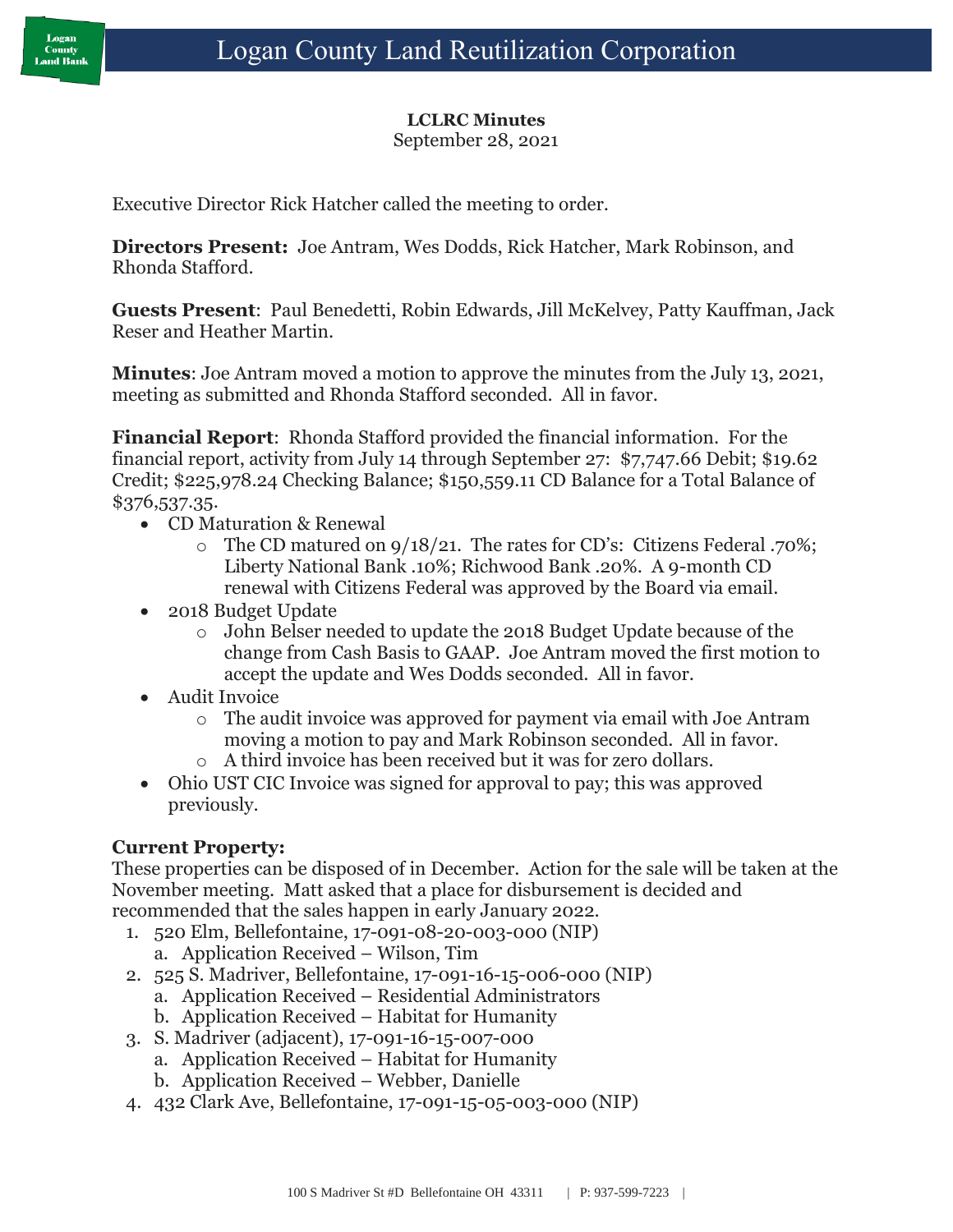# Logan County Land Reutilization Corporation

**LCLRC Minutes**
September 28, 2021

Executive Director Rick Hatcher called the meeting to order.

**Directors Present:** Joe Antram, Wes Dodds, Rick Hatcher, Mark Robinson, and Rhonda Stafford.

**Guests Present**: Paul Benedetti, Robin Edwards, Jill McKelvey, Patty Kauffman, Jack Reser and Heather Martin.

**Minutes**: Joe Antram moved a motion to approve the minutes from the July 13, 2021, meeting as submitted and Rhonda Stafford seconded. All in favor.

**Financial Report**: Rhonda Stafford provided the financial information. For the financial report, activity from July 14 through September 27: $7,747.66 Debit; $19.62 Credit; $225,978.24 Checking Balance; $150,559.11 CD Balance for a Total Balance of $376,537.35.

- CD Maturation & Renewal
  - The CD matured on 9/18/21. The rates for CD's: Citizens Federal .70%; Liberty National Bank .10%; Richwood Bank .20%. A 9-month CD renewal with Citizens Federal was approved by the Board via email.
- 2018 Budget Update
  - John Belser needed to update the 2018 Budget Update because of the change from Cash Basis to GAAP. Joe Antram moved the first motion to accept the update and Wes Dodds seconded. All in favor.
- Audit Invoice
  - The audit invoice was approved for payment via email with Joe Antram moving a motion to pay and Mark Robinson seconded. All in favor.
  - A third invoice has been received but it was for zero dollars.
- Ohio UST CIC Invoice was signed for approval to pay; this was approved previously.

**Current Property:**
These properties can be disposed of in December. Action for the sale will be taken at the November meeting. Matt asked that a place for disbursement is decided and recommended that the sales happen in early January 2022.

1. 520 Elm, Bellefontaine, 17-091-08-20-003-000 (NIP)
   a. Application Received – Wilson, Tim
2. 525 S. Madriver, Bellefontaine, 17-091-16-15-006-000 (NIP)
   a. Application Received – Residential Administrators
   b. Application Received – Habitat for Humanity
3. S. Madriver (adjacent), 17-091-16-15-007-000
   a. Application Received – Habitat for Humanity
   b. Application Received – Webber, Danielle
4. 432 Clark Ave, Bellefontaine, 17-091-15-05-003-000 (NIP)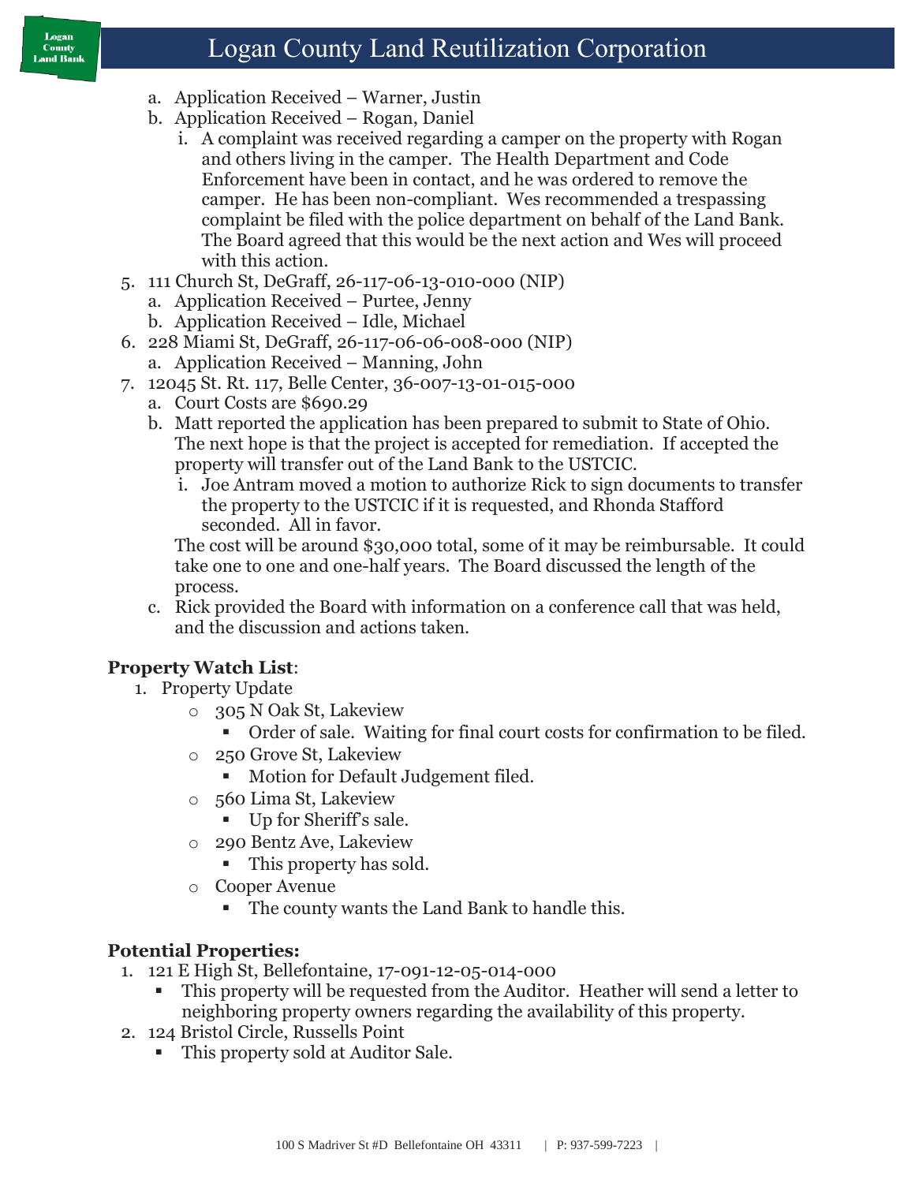a. Application Received – Warner, Justin
b. Application Received – Rogan, Daniel
   i. A complaint was received regarding a camper on the property with Rogan and others living in the camper. The Health Department and Code Enforcement have been in contact, and he was ordered to remove the camper. He has been non-compliant. Wes recommended a trespassing complaint be filed with the police department on behalf of the Land Bank. The Board agreed that this would be the next action and Wes will proceed with this action.

5. 111 Church St, DeGraff, 26-117-06-13-010-000 (NIP)
   a. Application Received – Purtee, Jenny
   b. Application Received – Idle, Michael
6. 228 Miami St, DeGraff, 26-117-06-06-008-000 (NIP)
   a. Application Received – Manning, John
7. 12045 St. Rt. 117, Belle Center, 36-007-13-01-015-000
   a. Court Costs are $690.29
   b. Matt reported the application has been prepared to submit to State of Ohio. The next hope is that the project is accepted for remediation. If accepted the property will transfer out of the Land Bank to the USTCIC.
      i. Joe Antram moved a motion to authorize Rick to sign documents to transfer the property to the USTCIC if it is requested, and Rhonda Stafford seconded. All in favor.

      The cost will be around $30,000 total, some of it may be reimbursable. It could take one to one and one-half years. The Board discussed the length of the process.
   c. Rick provided the Board with information on a conference call that was held, and the discussion and actions taken.

**Property Watch List**:

1. Property Update
   - 305 N Oak St, Lakeview
     - Order of sale. Waiting for final court costs for confirmation to be filed.
   - 250 Grove St, Lakeview
     - Motion for Default Judgement filed.
   - 560 Lima St, Lakeview
     - Up for Sheriff's sale.
   - 290 Bentz Ave, Lakeview
     - This property has sold.
   - Cooper Avenue
     - The county wants the Land Bank to handle this.

**Potential Properties:**

1. 121 E High St, Bellefontaine, 17-091-12-05-014-000
   - This property will be requested from the Auditor. Heather will send a letter to neighboring property owners regarding the availability of this property.
2. 124 Bristol Circle, Russells Point
   - This property sold at Auditor Sale.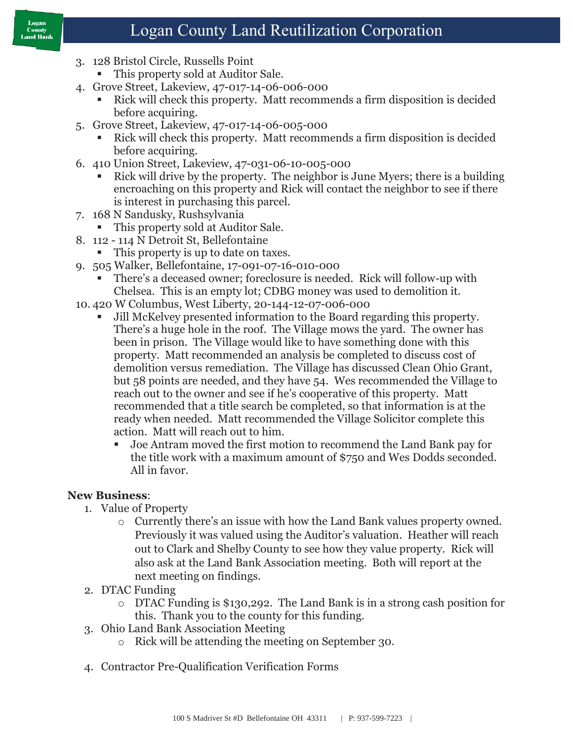3. 128 Bristol Circle, Russells Point
   - This property sold at Auditor Sale.
4. Grove Street, Lakeview, 47-017-14-06-006-000
   - Rick will check this property. Matt recommends a firm disposition is decided before acquiring.
5. Grove Street, Lakeview, 47-017-14-06-005-000
   - Rick will check this property. Matt recommends a firm disposition is decided before acquiring.
6. 410 Union Street, Lakeview, 47-031-06-10-005-000
   - Rick will drive by the property. The neighbor is June Myers; there is a building encroaching on this property and Rick will contact the neighbor to see if there is interest in purchasing this parcel.
7. 168 N Sandusky, Rushsylvania
   - This property sold at Auditor Sale.
8. 112 - 114 N Detroit St, Bellefontaine
   - This property is up to date on taxes.
9. 505 Walker, Bellefontaine, 17-091-07-16-010-000
   - There's a deceased owner; foreclosure is needed. Rick will follow-up with Chelsea. This is an empty lot; CDBG money was used to demolition it.
10. 420 W Columbus, West Liberty, 20-144-12-07-006-000
    - Jill McKelvey presented information to the Board regarding this property. There's a huge hole in the roof. The Village mows the yard. The owner has been in prison. The Village would like to have something done with this property. Matt recommended an analysis be completed to discuss cost of demolition versus remediation. The Village has discussed Clean Ohio Grant, but 58 points are needed, and they have 54. Wes recommended the Village to reach out to the owner and see if he's cooperative of this property. Matt recommended that a title search be completed, so that information is at the ready when needed. Matt recommended the Village Solicitor complete this action. Matt will reach out to him.
      - Joe Antram moved the first motion to recommend the Land Bank pay for the title work with a maximum amount of $750 and Wes Dodds seconded. All in favor.

**New Business**:

1. Value of Property
   - Currently there's an issue with how the Land Bank values property owned. Previously it was valued using the Auditor's valuation. Heather will reach out to Clark and Shelby County to see how they value property. Rick will also ask at the Land Bank Association meeting. Both will report at the next meeting on findings.
2. DTAC Funding
   - DTAC Funding is $130,292. The Land Bank is in a strong cash position for this. Thank you to the county for this funding.
3. Ohio Land Bank Association Meeting
   - Rick will be attending the meeting on September 30.
4. Contractor Pre-Qualification Verification Forms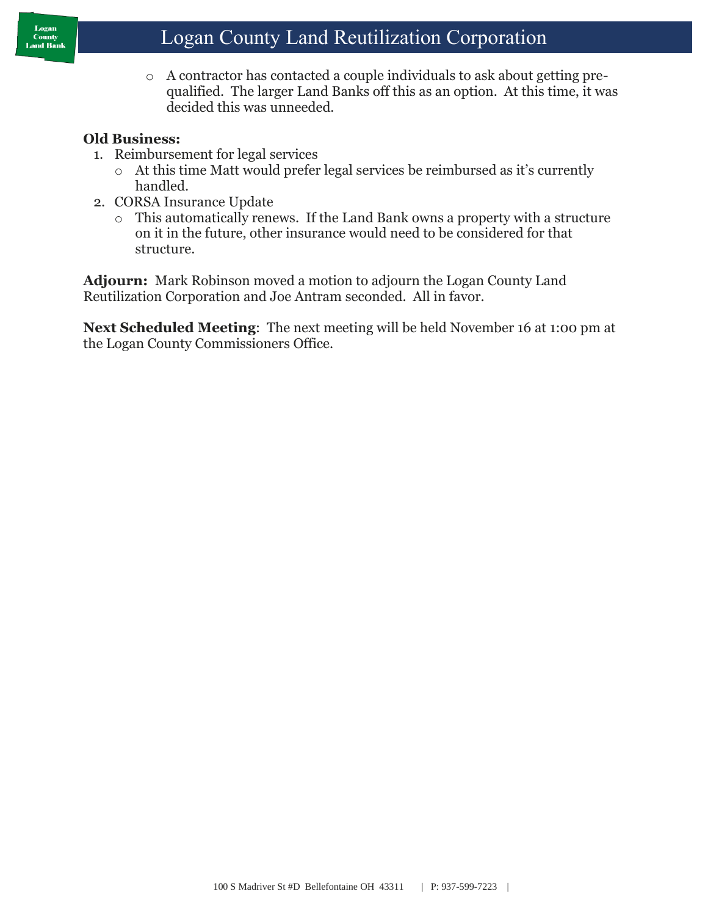- A contractor has contacted a couple individuals to ask about getting pre-qualified. The larger Land Banks off this as an option. At this time, it was decided this was unneeded.

**Old Business:**

1. Reimbursement for legal services
   - At this time Matt would prefer legal services be reimbursed as it's currently handled.
2. CORSA Insurance Update
   - This automatically renews. If the Land Bank owns a property with a structure on it in the future, other insurance would need to be considered for that structure.

**Adjourn:** Mark Robinson moved a motion to adjourn the Logan County Land Reutilization Corporation and Joe Antram seconded. All in favor.

**Next Scheduled Meeting**: The next meeting will be held November 16 at 1:00 pm at the Logan County Commissioners Office.